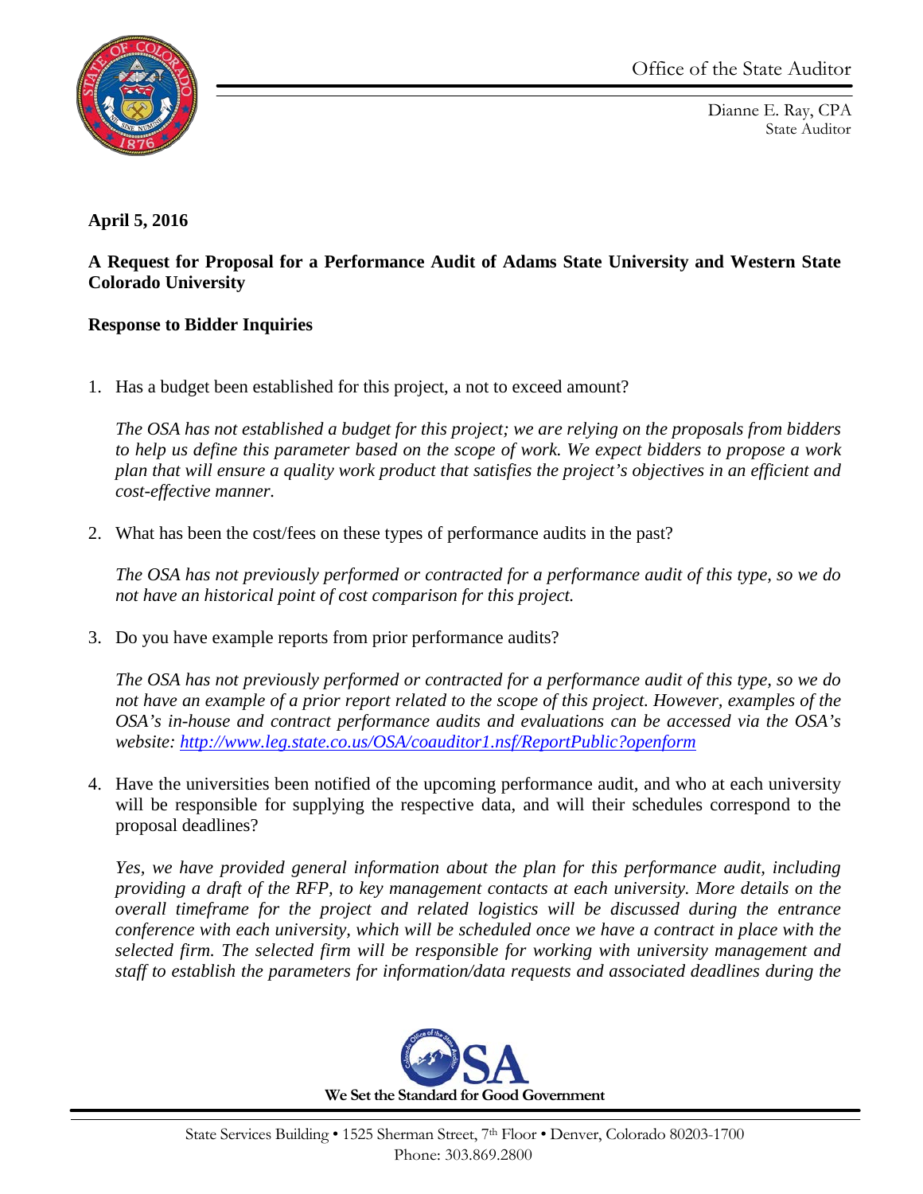Office of the State Auditor

Dianne E. Ray, CPA
State Auditor

**April 5, 2016**

**A Request for Proposal for a Performance Audit of Adams State University and Western State Colorado University**

**Response to Bidder Inquiries**

1. Has a budget been established for this project, a not to exceed amount?

   *The OSA has not established a budget for this project; we are relying on the proposals from bidders to help us define this parameter based on the scope of work. We expect bidders to propose a work plan that will ensure a quality work product that satisfies the project's objectives in an efficient and cost-effective manner.*

2. What has been the cost/fees on these types of performance audits in the past?

   *The OSA has not previously performed or contracted for a performance audit of this type, so we do not have an historical point of cost comparison for this project.*

3. Do you have example reports from prior performance audits?

   *The OSA has not previously performed or contracted for a performance audit of this type, so we do not have an example of a prior report related to the scope of this project. However, examples of the OSA's in-house and contract performance audits and evaluations can be accessed via the OSA's website: [http://www.leg.state.co.us/OSA/coauditor1.nsf/ReportPublic?openform](http://www.leg.state.co.us/OSA/coauditor1.nsf/ReportPublic?openform)*

4. Have the universities been notified of the upcoming performance audit, and who at each university will be responsible for supplying the respective data, and will their schedules correspond to the proposal deadlines?

   *Yes, we have provided general information about the plan for this performance audit, including providing a draft of the RFP, to key management contacts at each university. More details on the overall timeframe for the project and related logistics will be discussed during the entrance conference with each university, which will be scheduled once we have a contract in place with the selected firm. The selected firm will be responsible for working with university management and staff to establish the parameters for information/data requests and associated deadlines during the*

We Set the Standard for Good Government

State Services Building • 1525 Sherman Street, 7th Floor • Denver, Colorado 80203-1700
Phone: 303.869.2800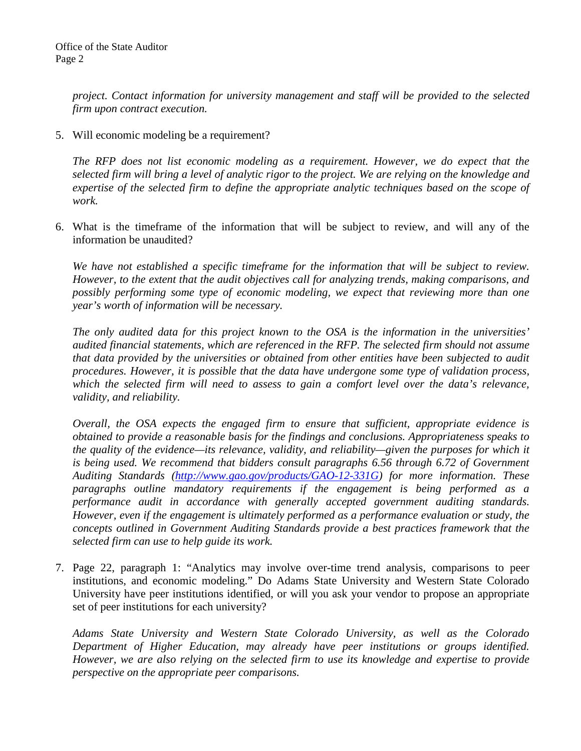*project. Contact information for university management and staff will be provided to the selected firm upon contract execution.*

5. Will economic modeling be a requirement?

   *The RFP does not list economic modeling as a requirement. However, we do expect that the selected firm will bring a level of analytic rigor to the project. We are relying on the knowledge and expertise of the selected firm to define the appropriate analytic techniques based on the scope of work.*

6. What is the timeframe of the information that will be subject to review, and will any of the information be unaudited?

   *We have not established a specific timeframe for the information that will be subject to review. However, to the extent that the audit objectives call for analyzing trends, making comparisons, and possibly performing some type of economic modeling, we expect that reviewing more than one year's worth of information will be necessary.*

   *The only audited data for this project known to the OSA is the information in the universities' audited financial statements, which are referenced in the RFP. The selected firm should not assume that data provided by the universities or obtained from other entities have been subjected to audit procedures. However, it is possible that the data have undergone some type of validation process, which the selected firm will need to assess to gain a comfort level over the data's relevance, validity, and reliability.*

   *Overall, the OSA expects the engaged firm to ensure that sufficient, appropriate evidence is obtained to provide a reasonable basis for the findings and conclusions. Appropriateness speaks to the quality of the evidence—its relevance, validity, and reliability—given the purposes for which it is being used. We recommend that bidders consult paragraphs 6.56 through 6.72 of Government Auditing Standards ([http://www.gao.gov/products/GAO-12-331G](http://www.gao.gov/products/GAO-12-331G)) for more information. These paragraphs outline mandatory requirements if the engagement is being performed as a performance audit in accordance with generally accepted government auditing standards. However, even if the engagement is ultimately performed as a performance evaluation or study, the concepts outlined in Government Auditing Standards provide a best practices framework that the selected firm can use to help guide its work.*

7. Page 22, paragraph 1: "Analytics may involve over-time trend analysis, comparisons to peer institutions, and economic modeling." Do Adams State University and Western State Colorado University have peer institutions identified, or will you ask your vendor to propose an appropriate set of peer institutions for each university?

   *Adams State University and Western State Colorado University, as well as the Colorado Department of Higher Education, may already have peer institutions or groups identified. However, we are also relying on the selected firm to use its knowledge and expertise to provide perspective on the appropriate peer comparisons.*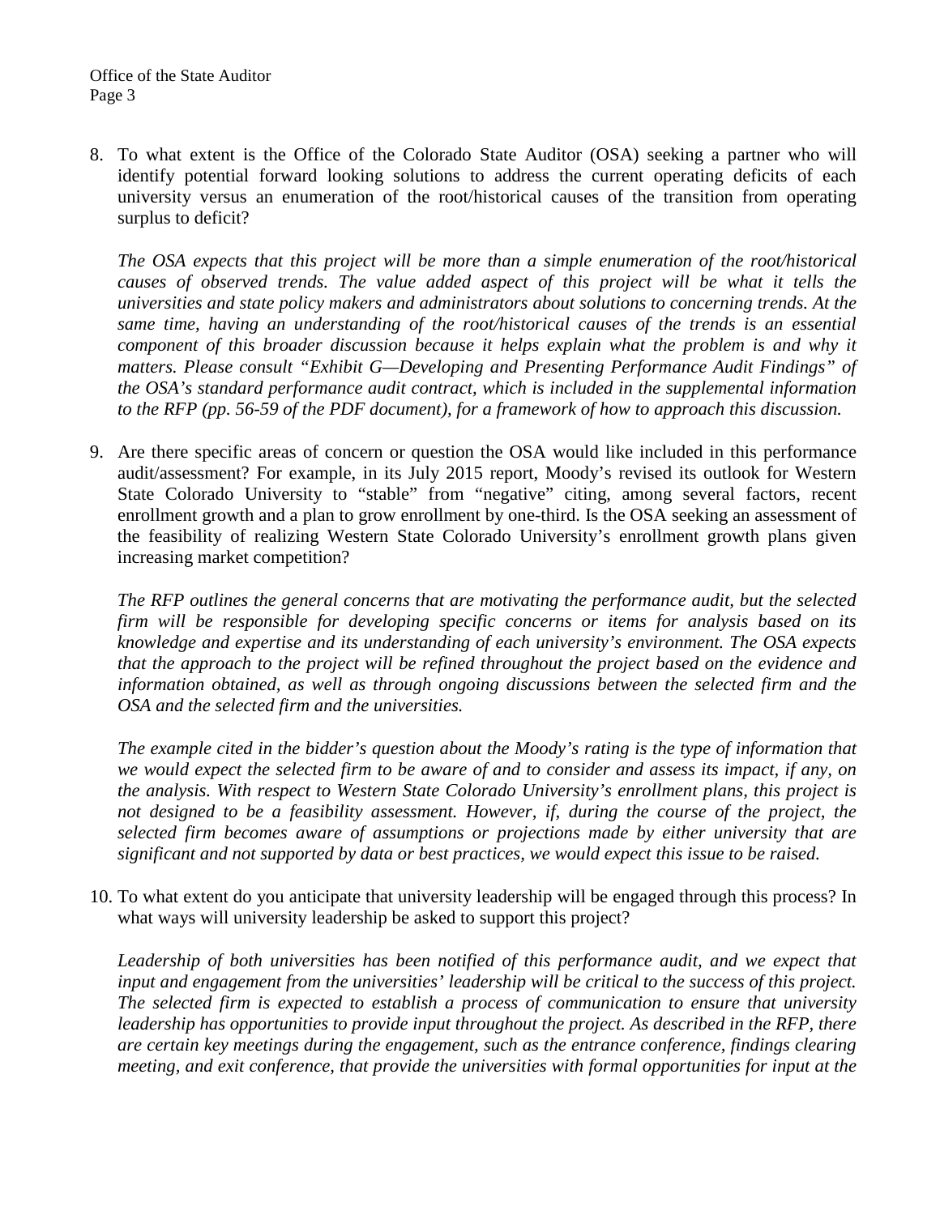8. To what extent is the Office of the Colorado State Auditor (OSA) seeking a partner who will identify potential forward looking solutions to address the current operating deficits of each university versus an enumeration of the root/historical causes of the transition from operating surplus to deficit?

   *The OSA expects that this project will be more than a simple enumeration of the root/historical causes of observed trends. The value added aspect of this project will be what it tells the universities and state policy makers and administrators about solutions to concerning trends. At the same time, having an understanding of the root/historical causes of the trends is an essential component of this broader discussion because it helps explain what the problem is and why it matters. Please consult "Exhibit G—Developing and Presenting Performance Audit Findings" of the OSA's standard performance audit contract, which is included in the supplemental information to the RFP (pp. 56-59 of the PDF document), for a framework of how to approach this discussion.*

9. Are there specific areas of concern or question the OSA would like included in this performance audit/assessment? For example, in its July 2015 report, Moody's revised its outlook for Western State Colorado University to "stable" from "negative" citing, among several factors, recent enrollment growth and a plan to grow enrollment by one-third. Is the OSA seeking an assessment of the feasibility of realizing Western State Colorado University's enrollment growth plans given increasing market competition?

   *The RFP outlines the general concerns that are motivating the performance audit, but the selected firm will be responsible for developing specific concerns or items for analysis based on its knowledge and expertise and its understanding of each university's environment. The OSA expects that the approach to the project will be refined throughout the project based on the evidence and information obtained, as well as through ongoing discussions between the selected firm and the OSA and the selected firm and the universities.*

   *The example cited in the bidder's question about the Moody's rating is the type of information that we would expect the selected firm to be aware of and to consider and assess its impact, if any, on the analysis. With respect to Western State Colorado University's enrollment plans, this project is not designed to be a feasibility assessment. However, if, during the course of the project, the selected firm becomes aware of assumptions or projections made by either university that are significant and not supported by data or best practices, we would expect this issue to be raised.*

10. To what extent do you anticipate that university leadership will be engaged through this process? In what ways will university leadership be asked to support this project?

    *Leadership of both universities has been notified of this performance audit, and we expect that input and engagement from the universities' leadership will be critical to the success of this project. The selected firm is expected to establish a process of communication to ensure that university leadership has opportunities to provide input throughout the project. As described in the RFP, there are certain key meetings during the engagement, such as the entrance conference, findings clearing meeting, and exit conference, that provide the universities with formal opportunities for input at the*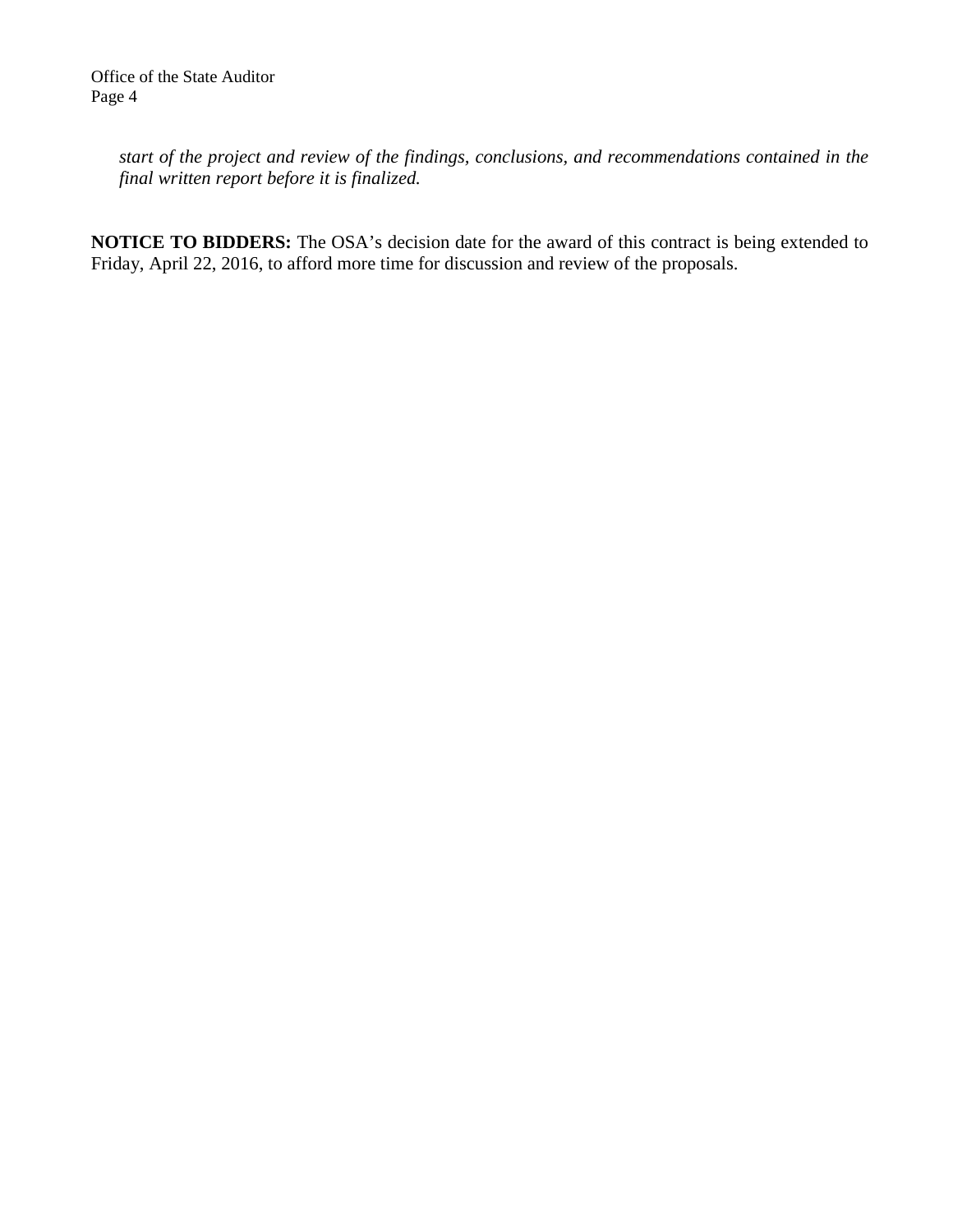*start of the project and review of the findings, conclusions, and recommendations contained in the final written report before it is finalized.*

**NOTICE TO BIDDERS:** The OSA's decision date for the award of this contract is being extended to Friday, April 22, 2016, to afford more time for discussion and review of the proposals.